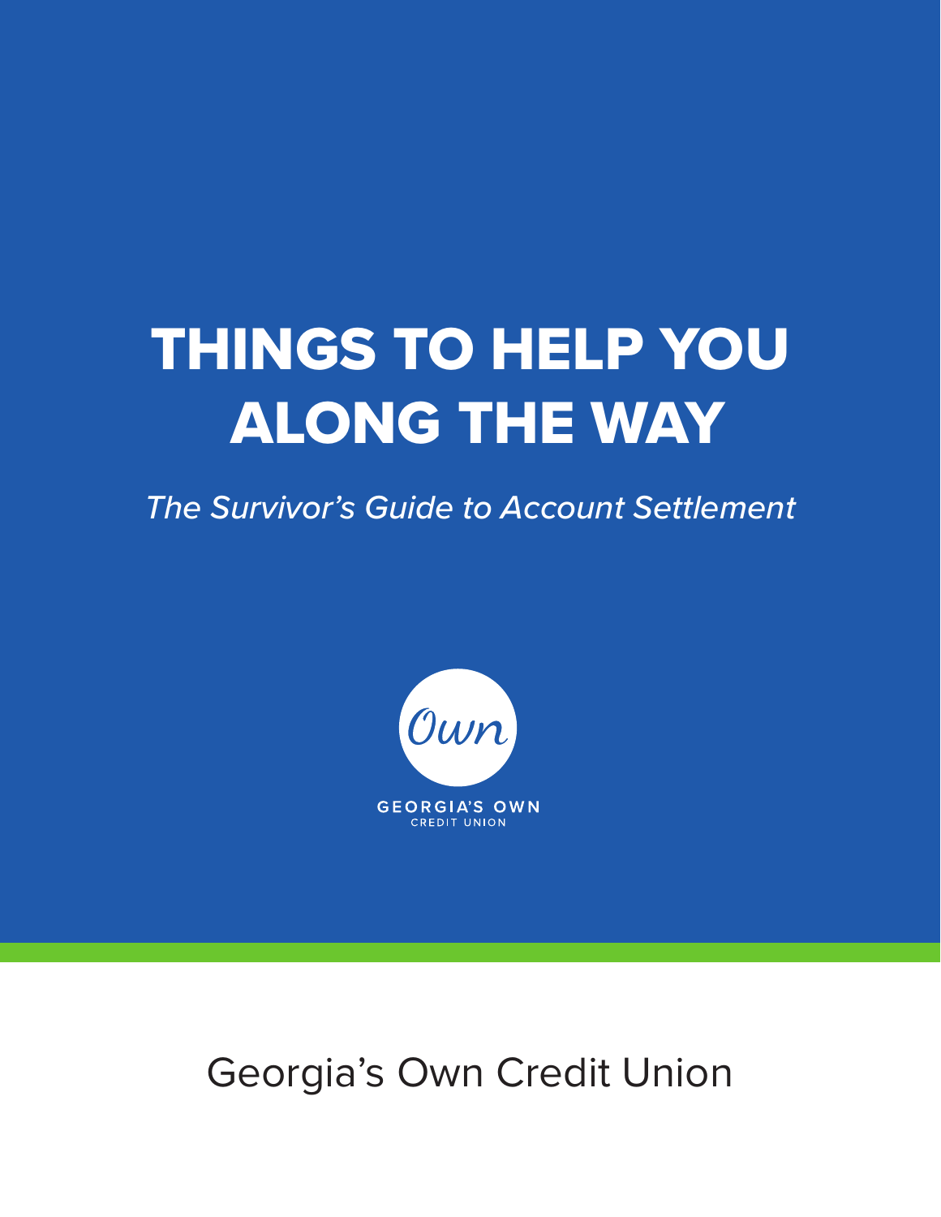# THINGS TO HELP YOU ALONG THE WAY

*The Survivor's Guide to Account Settlement*

Own

GEORGIA'S OWN
CREDIT UNION

Georgia's Own Credit Union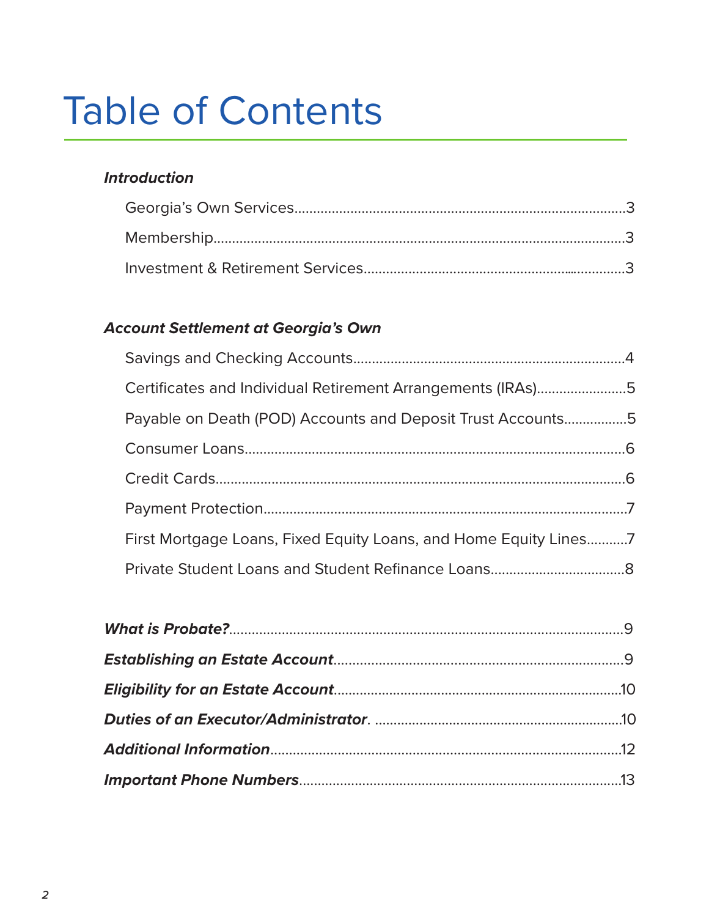# Table of Contents

***Introduction***

- Georgia's Own Services........................................................................................3
- Membership..............................................................................................................3
- Investment & Retirement Services.....................................................................3

***Account Settlement at Georgia's Own***

- Savings and Checking Accounts........................................................................4
- Certificates and Individual Retirement Arrangements (IRAs)........................5
- Payable on Death (POD) Accounts and Deposit Trust Accounts.................5
- Consumer Loans.....................................................................................................6
- Credit Cards............................................................................................................6
- Payment Protection.................................................................................................7
- First Mortgage Loans, Fixed Equity Loans, and Home Equity Lines...........7
- Private Student Loans and Student Refinance Loans...................................8

***What is Probate?***.........................................................................................9

***Establishing an Estate Account***............................................................................9

***Eligibility for an Estate Account***............................................................................10

***Duties of an Executor/Administrator***. ..................................................................10

***Additional Information***..............................................................................................12

***Important Phone Numbers***.......................................................................................13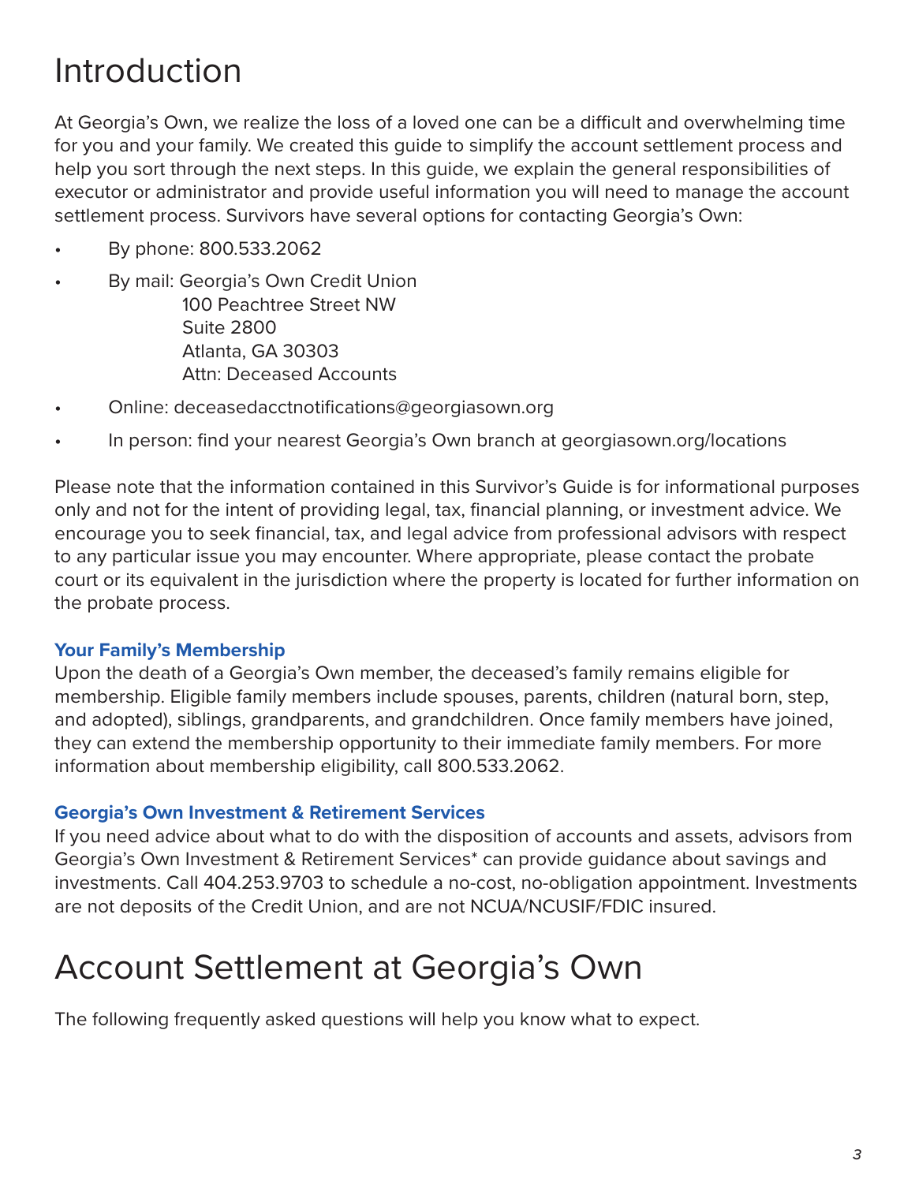# Introduction

At Georgia's Own, we realize the loss of a loved one can be a difficult and overwhelming time for you and your family. We created this guide to simplify the account settlement process and help you sort through the next steps. In this guide, we explain the general responsibilities of executor or administrator and provide useful information you will need to manage the account settlement process. Survivors have several options for contacting Georgia's Own:

- By phone: 800.533.2062
- By mail: Georgia's Own Credit Union
  100 Peachtree Street NW
  Suite 2800
  Atlanta, GA 30303
  Attn: Deceased Accounts
- Online: deceasedacctnotifications@georgiasown.org
- In person: find your nearest Georgia's Own branch at georgiasown.org/locations

Please note that the information contained in this Survivor's Guide is for informational purposes only and not for the intent of providing legal, tax, financial planning, or investment advice. We encourage you to seek financial, tax, and legal advice from professional advisors with respect to any particular issue you may encounter. Where appropriate, please contact the probate court or its equivalent in the jurisdiction where the property is located for further information on the probate process.

### Your Family's Membership

Upon the death of a Georgia's Own member, the deceased's family remains eligible for membership. Eligible family members include spouses, parents, children (natural born, step, and adopted), siblings, grandparents, and grandchildren. Once family members have joined, they can extend the membership opportunity to their immediate family members. For more information about membership eligibility, call 800.533.2062.

### Georgia's Own Investment & Retirement Services

If you need advice about what to do with the disposition of accounts and assets, advisors from Georgia's Own Investment & Retirement Services* can provide guidance about savings and investments. Call 404.253.9703 to schedule a no-cost, no-obligation appointment. Investments are not deposits of the Credit Union, and are not NCUA/NCUSIF/FDIC insured.

# Account Settlement at Georgia's Own

The following frequently asked questions will help you know what to expect.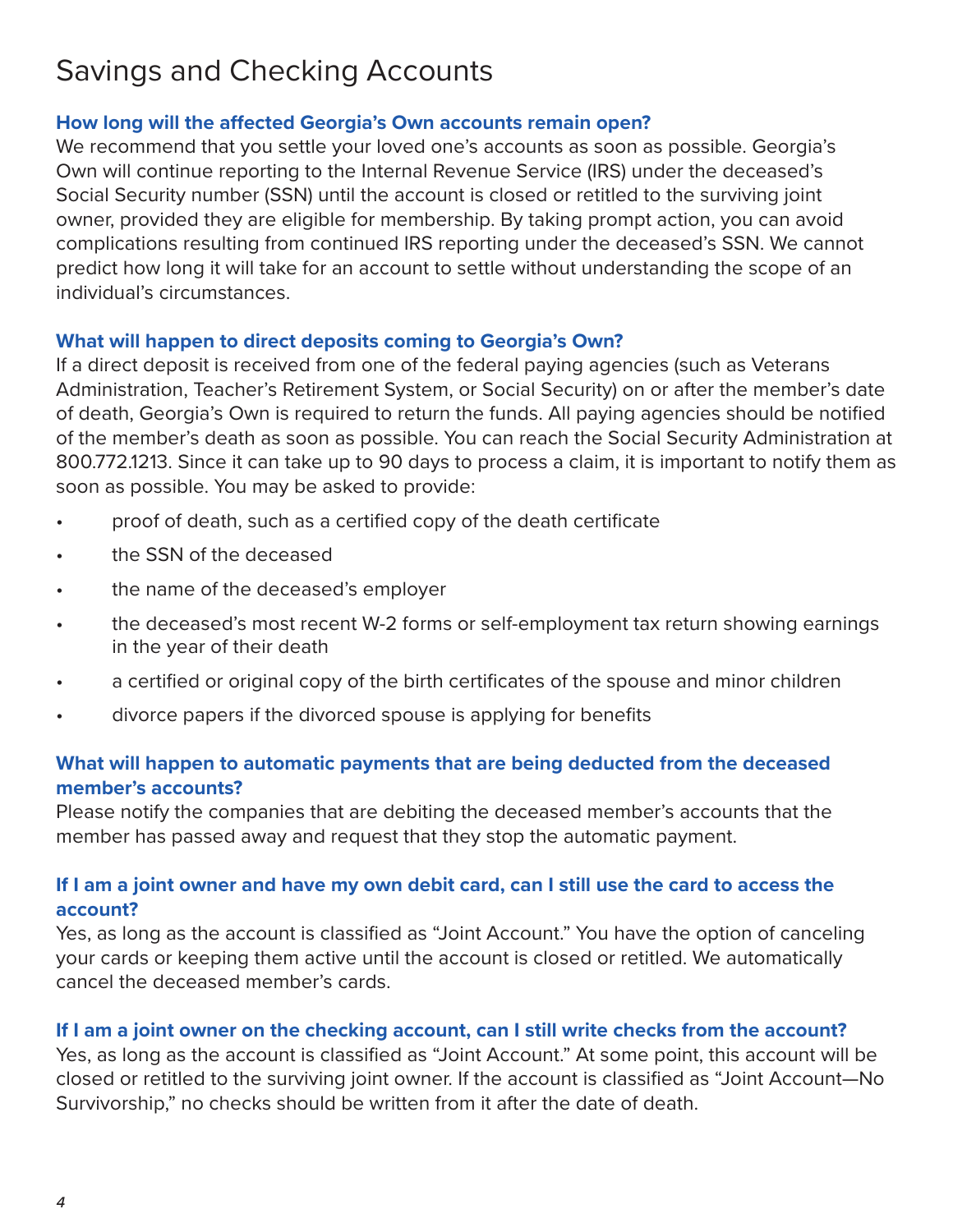# Savings and Checking Accounts

### How long will the affected Georgia's Own accounts remain open?

We recommend that you settle your loved one's accounts as soon as possible. Georgia's Own will continue reporting to the Internal Revenue Service (IRS) under the deceased's Social Security number (SSN) until the account is closed or retitled to the surviving joint owner, provided they are eligible for membership. By taking prompt action, you can avoid complications resulting from continued IRS reporting under the deceased's SSN. We cannot predict how long it will take for an account to settle without understanding the scope of an individual's circumstances.

### What will happen to direct deposits coming to Georgia's Own?

If a direct deposit is received from one of the federal paying agencies (such as Veterans Administration, Teacher's Retirement System, or Social Security) on or after the member's date of death, Georgia's Own is required to return the funds. All paying agencies should be notified of the member's death as soon as possible. You can reach the Social Security Administration at 800.772.1213. Since it can take up to 90 days to process a claim, it is important to notify them as soon as possible. You may be asked to provide:

- proof of death, such as a certified copy of the death certificate
- the SSN of the deceased
- the name of the deceased's employer
- the deceased's most recent W-2 forms or self-employment tax return showing earnings in the year of their death
- a certified or original copy of the birth certificates of the spouse and minor children
- divorce papers if the divorced spouse is applying for benefits

### What will happen to automatic payments that are being deducted from the deceased member's accounts?

Please notify the companies that are debiting the deceased member's accounts that the member has passed away and request that they stop the automatic payment.

### If I am a joint owner and have my own debit card, can I still use the card to access the account?

Yes, as long as the account is classified as "Joint Account." You have the option of canceling your cards or keeping them active until the account is closed or retitled. We automatically cancel the deceased member's cards.

### If I am a joint owner on the checking account, can I still write checks from the account?

Yes, as long as the account is classified as "Joint Account." At some point, this account will be closed or retitled to the surviving joint owner. If the account is classified as "Joint Account—No Survivorship," no checks should be written from it after the date of death.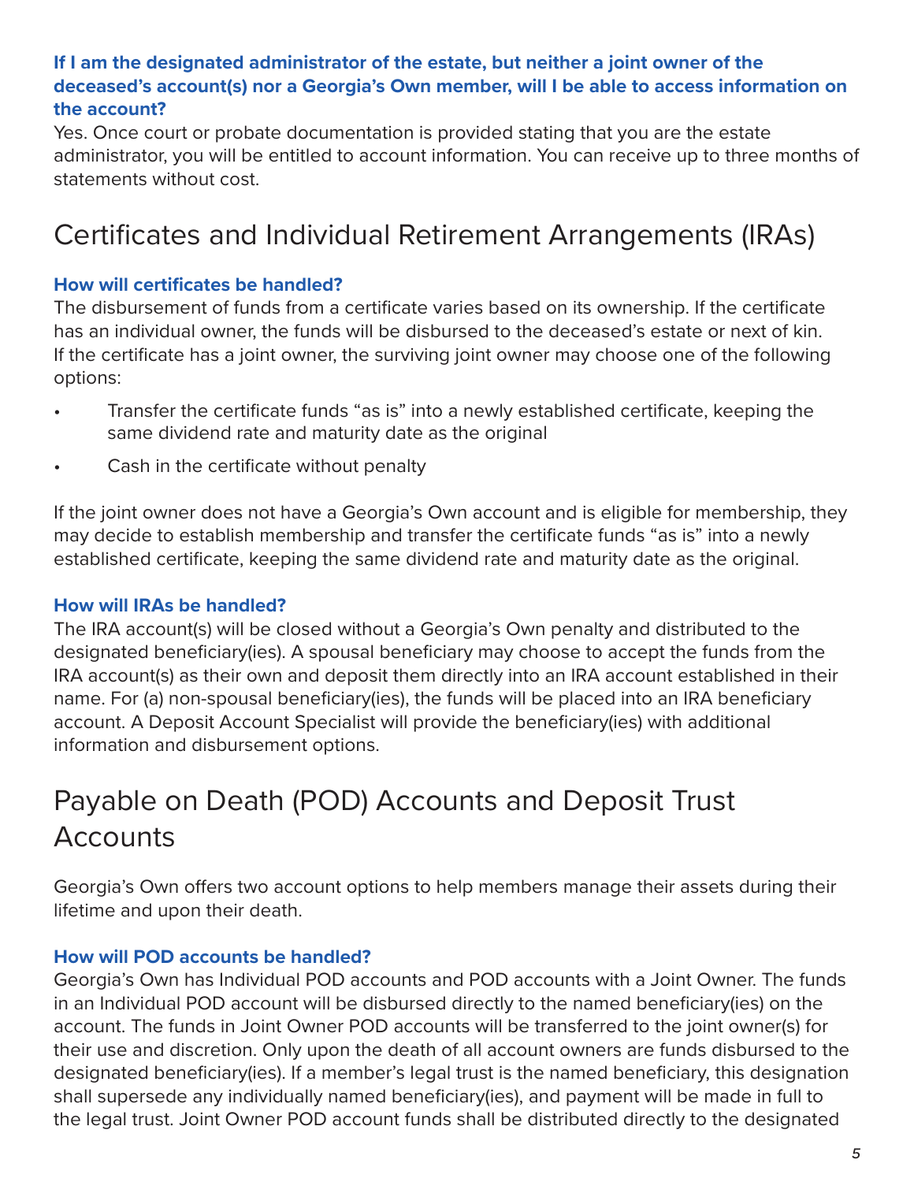### If I am the designated administrator of the estate, but neither a joint owner of the deceased's account(s) nor a Georgia's Own member, will I be able to access information on the account?

Yes. Once court or probate documentation is provided stating that you are the estate administrator, you will be entitled to account information. You can receive up to three months of statements without cost.

## Certificates and Individual Retirement Arrangements (IRAs)

### How will certificates be handled?

The disbursement of funds from a certificate varies based on its ownership. If the certificate has an individual owner, the funds will be disbursed to the deceased's estate or next of kin. If the certificate has a joint owner, the surviving joint owner may choose one of the following options:

- Transfer the certificate funds "as is" into a newly established certificate, keeping the same dividend rate and maturity date as the original
- Cash in the certificate without penalty

If the joint owner does not have a Georgia's Own account and is eligible for membership, they may decide to establish membership and transfer the certificate funds "as is" into a newly established certificate, keeping the same dividend rate and maturity date as the original.

### How will IRAs be handled?

The IRA account(s) will be closed without a Georgia's Own penalty and distributed to the designated beneficiary(ies). A spousal beneficiary may choose to accept the funds from the IRA account(s) as their own and deposit them directly into an IRA account established in their name. For (a) non-spousal beneficiary(ies), the funds will be placed into an IRA beneficiary account. A Deposit Account Specialist will provide the beneficiary(ies) with additional information and disbursement options.

## Payable on Death (POD) Accounts and Deposit Trust Accounts

Georgia's Own offers two account options to help members manage their assets during their lifetime and upon their death.

### How will POD accounts be handled?

Georgia's Own has Individual POD accounts and POD accounts with a Joint Owner. The funds in an Individual POD account will be disbursed directly to the named beneficiary(ies) on the account. The funds in Joint Owner POD accounts will be transferred to the joint owner(s) for their use and discretion. Only upon the death of all account owners are funds disbursed to the designated beneficiary(ies). If a member's legal trust is the named beneficiary, this designation shall supersede any individually named beneficiary(ies), and payment will be made in full to the legal trust. Joint Owner POD account funds shall be distributed directly to the designated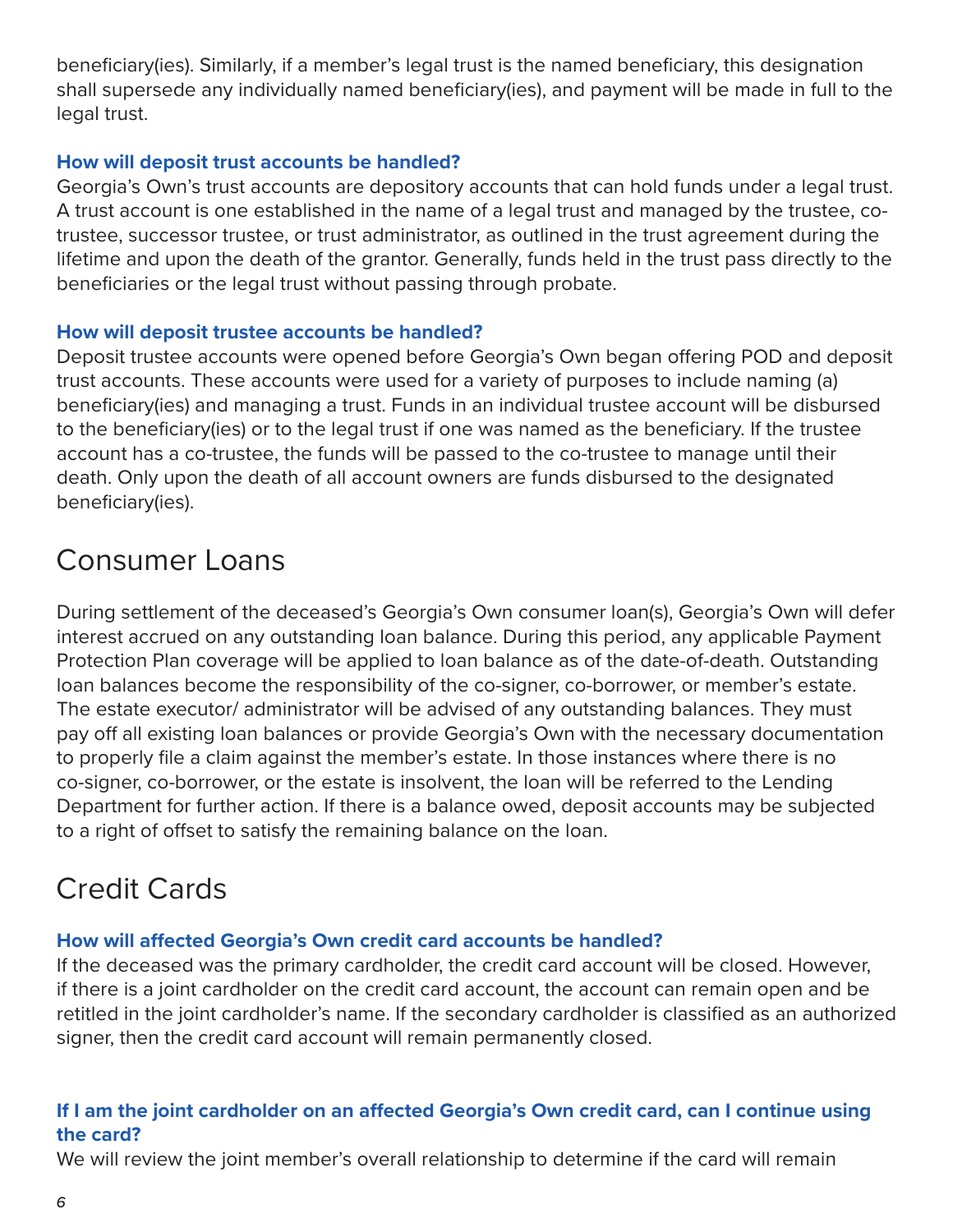beneficiary(ies). Similarly, if a member's legal trust is the named beneficiary, this designation shall supersede any individually named beneficiary(ies), and payment will be made in full to the legal trust.

### How will deposit trust accounts be handled?

Georgia's Own's trust accounts are depository accounts that can hold funds under a legal trust. A trust account is one established in the name of a legal trust and managed by the trustee, co-trustee, successor trustee, or trust administrator, as outlined in the trust agreement during the lifetime and upon the death of the grantor. Generally, funds held in the trust pass directly to the beneficiaries or the legal trust without passing through probate.

### How will deposit trustee accounts be handled?

Deposit trustee accounts were opened before Georgia's Own began offering POD and deposit trust accounts. These accounts were used for a variety of purposes to include naming (a) beneficiary(ies) and managing a trust. Funds in an individual trustee account will be disbursed to the beneficiary(ies) or to the legal trust if one was named as the beneficiary. If the trustee account has a co-trustee, the funds will be passed to the co-trustee to manage until their death. Only upon the death of all account owners are funds disbursed to the designated beneficiary(ies).

## Consumer Loans

During settlement of the deceased's Georgia's Own consumer loan(s), Georgia's Own will defer interest accrued on any outstanding loan balance. During this period, any applicable Payment Protection Plan coverage will be applied to loan balance as of the date-of-death. Outstanding loan balances become the responsibility of the co-signer, co-borrower, or member's estate. The estate executor/ administrator will be advised of any outstanding balances. They must pay off all existing loan balances or provide Georgia's Own with the necessary documentation to properly file a claim against the member's estate. In those instances where there is no co-signer, co-borrower, or the estate is insolvent, the loan will be referred to the Lending Department for further action. If there is a balance owed, deposit accounts may be subjected to a right of offset to satisfy the remaining balance on the loan.

## Credit Cards

### How will affected Georgia's Own credit card accounts be handled?

If the deceased was the primary cardholder, the credit card account will be closed. However, if there is a joint cardholder on the credit card account, the account can remain open and be retitled in the joint cardholder's name. If the secondary cardholder is classified as an authorized signer, then the credit card account will remain permanently closed.

### If I am the joint cardholder on an affected Georgia's Own credit card, can I continue using the card?

We will review the joint member's overall relationship to determine if the card will remain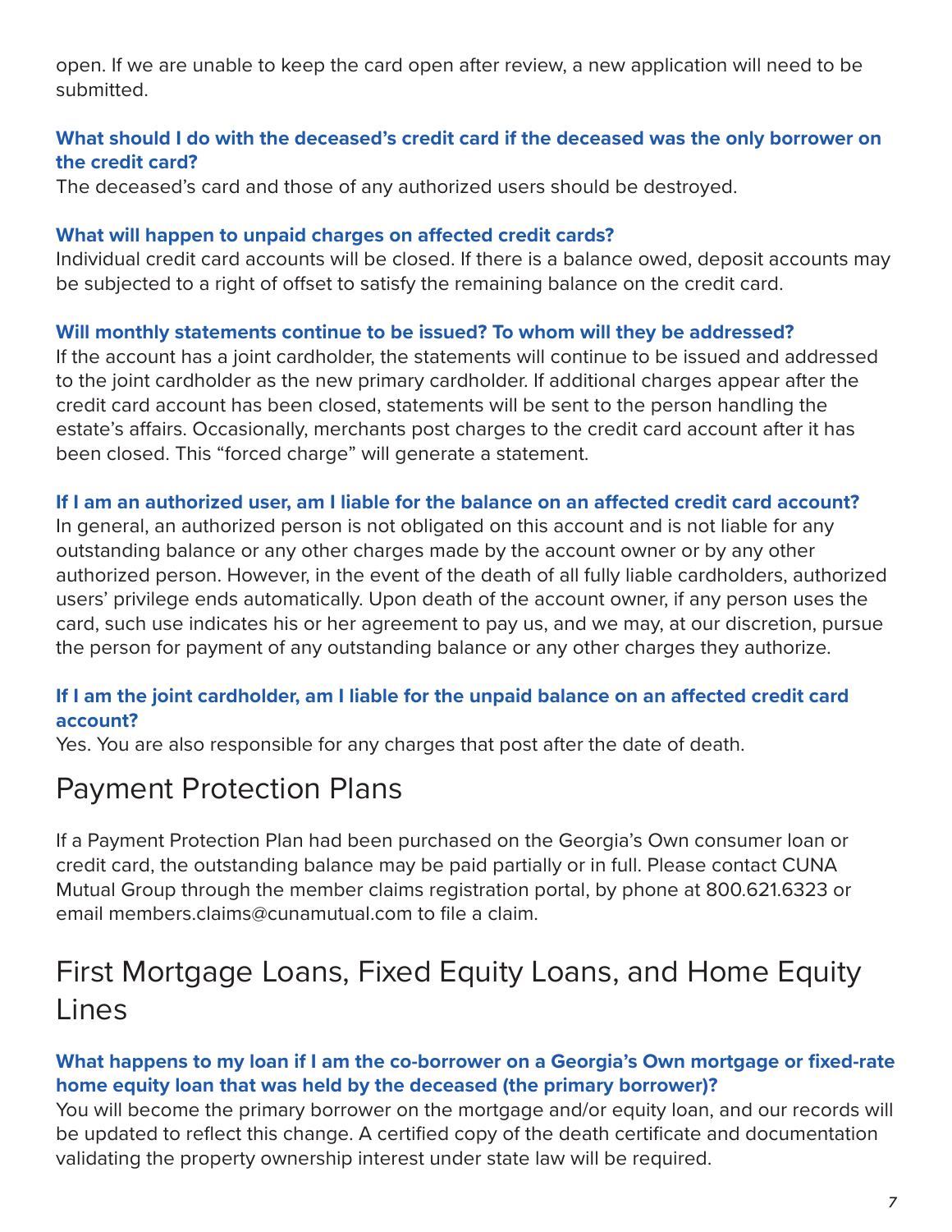open. If we are unable to keep the card open after review, a new application will need to be submitted.

### What should I do with the deceased's credit card if the deceased was the only borrower on the credit card?

The deceased's card and those of any authorized users should be destroyed.

### What will happen to unpaid charges on affected credit cards?

Individual credit card accounts will be closed. If there is a balance owed, deposit accounts may be subjected to a right of offset to satisfy the remaining balance on the credit card.

### Will monthly statements continue to be issued? To whom will they be addressed?

If the account has a joint cardholder, the statements will continue to be issued and addressed to the joint cardholder as the new primary cardholder. If additional charges appear after the credit card account has been closed, statements will be sent to the person handling the estate's affairs. Occasionally, merchants post charges to the credit card account after it has been closed. This "forced charge" will generate a statement.

### If I am an authorized user, am I liable for the balance on an affected credit card account?

In general, an authorized person is not obligated on this account and is not liable for any outstanding balance or any other charges made by the account owner or by any other authorized person. However, in the event of the death of all fully liable cardholders, authorized users' privilege ends automatically. Upon death of the account owner, if any person uses the card, such use indicates his or her agreement to pay us, and we may, at our discretion, pursue the person for payment of any outstanding balance or any other charges they authorize.

### If I am the joint cardholder, am I liable for the unpaid balance on an affected credit card account?

Yes. You are also responsible for any charges that post after the date of death.

## Payment Protection Plans

If a Payment Protection Plan had been purchased on the Georgia's Own consumer loan or credit card, the outstanding balance may be paid partially or in full. Please contact CUNA Mutual Group through the member claims registration portal, by phone at 800.621.6323 or email members.claims@cunamutual.com to file a claim.

## First Mortgage Loans, Fixed Equity Loans, and Home Equity Lines

### What happens to my loan if I am the co-borrower on a Georgia's Own mortgage or fixed-rate home equity loan that was held by the deceased (the primary borrower)?

You will become the primary borrower on the mortgage and/or equity loan, and our records will be updated to reflect this change. A certified copy of the death certificate and documentation validating the property ownership interest under state law will be required.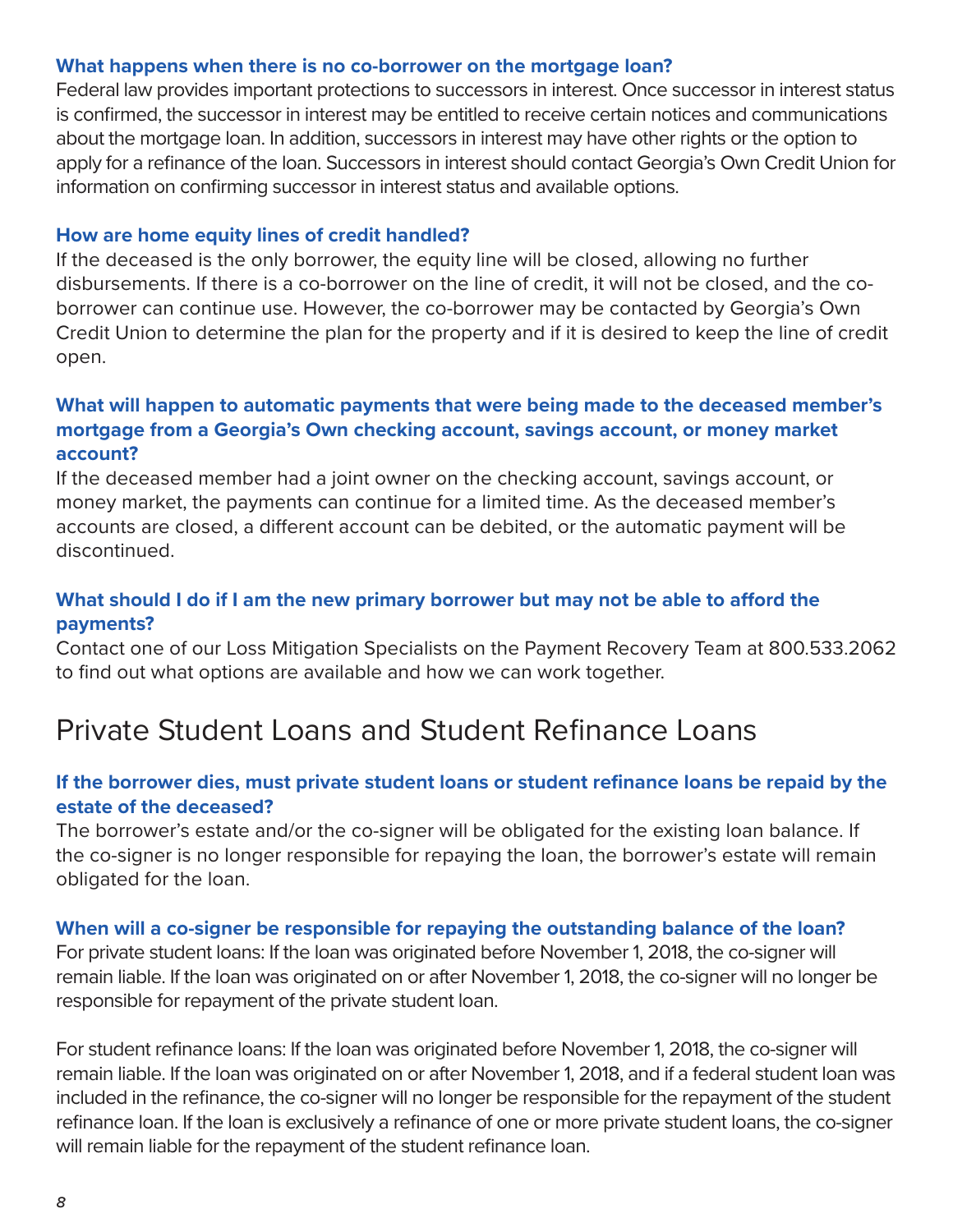**What happens when there is no co-borrower on the mortgage loan?**

Federal law provides important protections to successors in interest. Once successor in interest status is confirmed, the successor in interest may be entitled to receive certain notices and communications about the mortgage loan. In addition, successors in interest may have other rights or the option to apply for a refinance of the loan. Successors in interest should contact Georgia's Own Credit Union for information on confirming successor in interest status and available options.

**How are home equity lines of credit handled?**

If the deceased is the only borrower, the equity line will be closed, allowing no further disbursements. If there is a co-borrower on the line of credit, it will not be closed, and the co-borrower can continue use. However, the co-borrower may be contacted by Georgia's Own Credit Union to determine the plan for the property and if it is desired to keep the line of credit open.

**What will happen to automatic payments that were being made to the deceased member's mortgage from a Georgia's Own checking account, savings account, or money market account?**

If the deceased member had a joint owner on the checking account, savings account, or money market, the payments can continue for a limited time. As the deceased member's accounts are closed, a different account can be debited, or the automatic payment will be discontinued.

**What should I do if I am the new primary borrower but may not be able to afford the payments?**

Contact one of our Loss Mitigation Specialists on the Payment Recovery Team at 800.533.2062 to find out what options are available and how we can work together.

# Private Student Loans and Student Refinance Loans

**If the borrower dies, must private student loans or student refinance loans be repaid by the estate of the deceased?**

The borrower's estate and/or the co-signer will be obligated for the existing loan balance. If the co-signer is no longer responsible for repaying the loan, the borrower's estate will remain obligated for the loan.

**When will a co-signer be responsible for repaying the outstanding balance of the loan?**

For private student loans: If the loan was originated before November 1, 2018, the co-signer will remain liable. If the loan was originated on or after November 1, 2018, the co-signer will no longer be responsible for repayment of the private student loan.

For student refinance loans: If the loan was originated before November 1, 2018, the co-signer will remain liable. If the loan was originated on or after November 1, 2018, and if a federal student loan was included in the refinance, the co-signer will no longer be responsible for the repayment of the student refinance loan. If the loan is exclusively a refinance of one or more private student loans, the co-signer will remain liable for the repayment of the student refinance loan.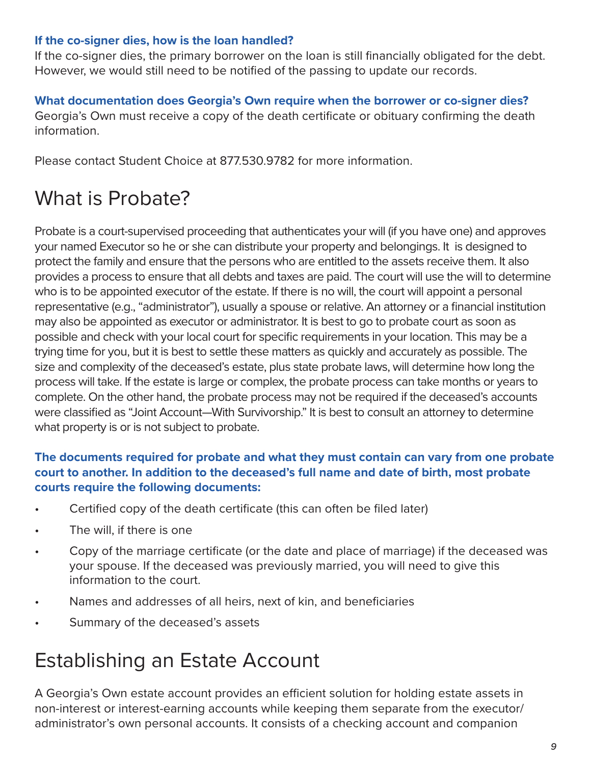**If the co-signer dies, how is the loan handled?**
If the co-signer dies, the primary borrower on the loan is still financially obligated for the debt. However, we would still need to be notified of the passing to update our records.

**What documentation does Georgia's Own require when the borrower or co-signer dies?**
Georgia's Own must receive a copy of the death certificate or obituary confirming the death information.

Please contact Student Choice at 877.530.9782 for more information.

# What is Probate?

Probate is a court-supervised proceeding that authenticates your will (if you have one) and approves your named Executor so he or she can distribute your property and belongings. It is designed to protect the family and ensure that the persons who are entitled to the assets receive them. It also provides a process to ensure that all debts and taxes are paid. The court will use the will to determine who is to be appointed executor of the estate. If there is no will, the court will appoint a personal representative (e.g., "administrator"), usually a spouse or relative. An attorney or a financial institution may also be appointed as executor or administrator. It is best to go to probate court as soon as possible and check with your local court for specific requirements in your location. This may be a trying time for you, but it is best to settle these matters as quickly and accurately as possible. The size and complexity of the deceased's estate, plus state probate laws, will determine how long the process will take. If the estate is large or complex, the probate process can take months or years to complete. On the other hand, the probate process may not be required if the deceased's accounts were classified as "Joint Account—With Survivorship." It is best to consult an attorney to determine what property is or is not subject to probate.

**The documents required for probate and what they must contain can vary from one probate court to another. In addition to the deceased's full name and date of birth, most probate courts require the following documents:**

- Certified copy of the death certificate (this can often be filed later)
- The will, if there is one
- Copy of the marriage certificate (or the date and place of marriage) if the deceased was your spouse. If the deceased was previously married, you will need to give this information to the court.
- Names and addresses of all heirs, next of kin, and beneficiaries
- Summary of the deceased's assets

# Establishing an Estate Account

A Georgia's Own estate account provides an efficient solution for holding estate assets in non-interest or interest-earning accounts while keeping them separate from the executor/administrator's own personal accounts. It consists of a checking account and companion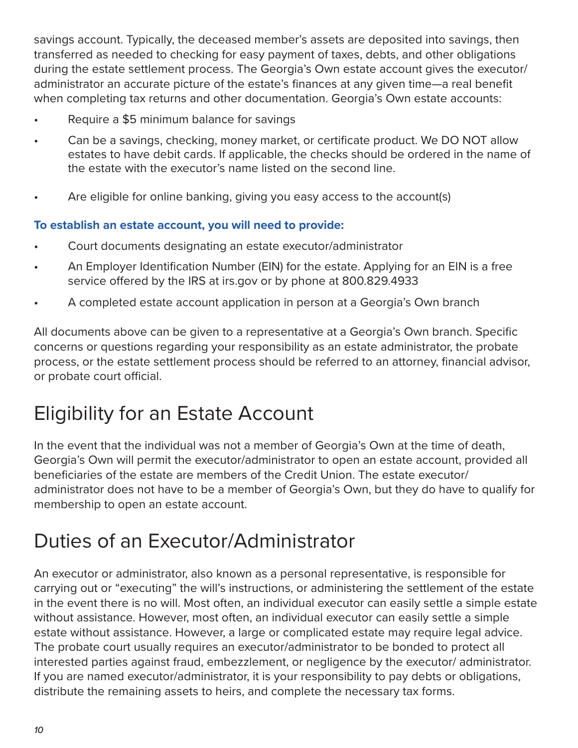savings account. Typically, the deceased member's assets are deposited into savings, then transferred as needed to checking for easy payment of taxes, debts, and other obligations during the estate settlement process. The Georgia's Own estate account gives the executor/ administrator an accurate picture of the estate's finances at any given time—a real benefit when completing tax returns and other documentation. Georgia's Own estate accounts:

- Require a $5 minimum balance for savings
- Can be a savings, checking, money market, or certificate product. We DO NOT allow estates to have debit cards. If applicable, the checks should be ordered in the name of the estate with the executor's name listed on the second line.
- Are eligible for online banking, giving you easy access to the account(s)

**To establish an estate account, you will need to provide:**

- Court documents designating an estate executor/administrator
- An Employer Identification Number (EIN) for the estate. Applying for an EIN is a free service offered by the IRS at irs.gov or by phone at 800.829.4933
- A completed estate account application in person at a Georgia's Own branch

All documents above can be given to a representative at a Georgia's Own branch. Specific concerns or questions regarding your responsibility as an estate administrator, the probate process, or the estate settlement process should be referred to an attorney, financial advisor, or probate court official.

## Eligibility for an Estate Account

In the event that the individual was not a member of Georgia's Own at the time of death, Georgia's Own will permit the executor/administrator to open an estate account, provided all beneficiaries of the estate are members of the Credit Union. The estate executor/ administrator does not have to be a member of Georgia's Own, but they do have to qualify for membership to open an estate account.

## Duties of an Executor/Administrator

An executor or administrator, also known as a personal representative, is responsible for carrying out or "executing" the will's instructions, or administering the settlement of the estate in the event there is no will. Most often, an individual executor can easily settle a simple estate without assistance. However, most often, an individual executor can easily settle a simple estate without assistance. However, a large or complicated estate may require legal advice. The probate court usually requires an executor/administrator to be bonded to protect all interested parties against fraud, embezzlement, or negligence by the executor/ administrator. If you are named executor/administrator, it is your responsibility to pay debts or obligations, distribute the remaining assets to heirs, and complete the necessary tax forms.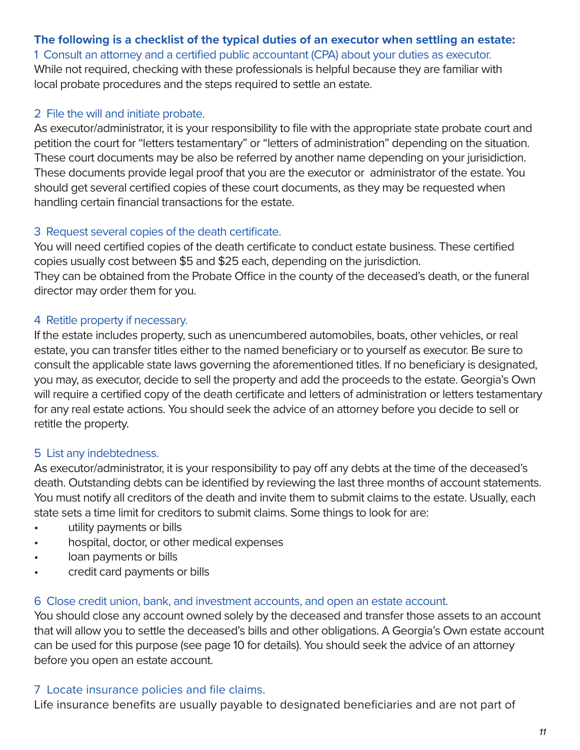**The following is a checklist of the typical duties of an executor when settling an estate:**

### 1 Consult an attorney and a certified public accountant (CPA) about your duties as executor.

While not required, checking with these professionals is helpful because they are familiar with local probate procedures and the steps required to settle an estate.

### 2 File the will and initiate probate.

As executor/administrator, it is your responsibility to file with the appropriate state probate court and petition the court for "letters testamentary" or "letters of administration" depending on the situation. These court documents may be also be referred by another name depending on your jurisdiction. These documents provide legal proof that you are the executor or administrator of the estate. You should get several certified copies of these court documents, as they may be requested when handling certain financial transactions for the estate.

### 3 Request several copies of the death certificate.

You will need certified copies of the death certificate to conduct estate business. These certified copies usually cost between $5 and $25 each, depending on the jurisdiction.
They can be obtained from the Probate Office in the county of the deceased's death, or the funeral director may order them for you.

### 4 Retitle property if necessary.

If the estate includes property, such as unencumbered automobiles, boats, other vehicles, or real estate, you can transfer titles either to the named beneficiary or to yourself as executor. Be sure to consult the applicable state laws governing the aforementioned titles. If no beneficiary is designated, you may, as executor, decide to sell the property and add the proceeds to the estate. Georgia's Own will require a certified copy of the death certificate and letters of administration or letters testamentary for any real estate actions. You should seek the advice of an attorney before you decide to sell or retitle the property.

### 5 List any indebtedness.

As executor/administrator, it is your responsibility to pay off any debts at the time of the deceased's death. Outstanding debts can be identified by reviewing the last three months of account statements. You must notify all creditors of the death and invite them to submit claims to the estate. Usually, each state sets a time limit for creditors to submit claims. Some things to look for are:

- utility payments or bills
- hospital, doctor, or other medical expenses
- loan payments or bills
- credit card payments or bills

### 6 Close credit union, bank, and investment accounts, and open an estate account.

You should close any account owned solely by the deceased and transfer those assets to an account that will allow you to settle the deceased's bills and other obligations. A Georgia's Own estate account can be used for this purpose (see page 10 for details). You should seek the advice of an attorney before you open an estate account.

### 7 Locate insurance policies and file claims.

Life insurance benefits are usually payable to designated beneficiaries and are not part of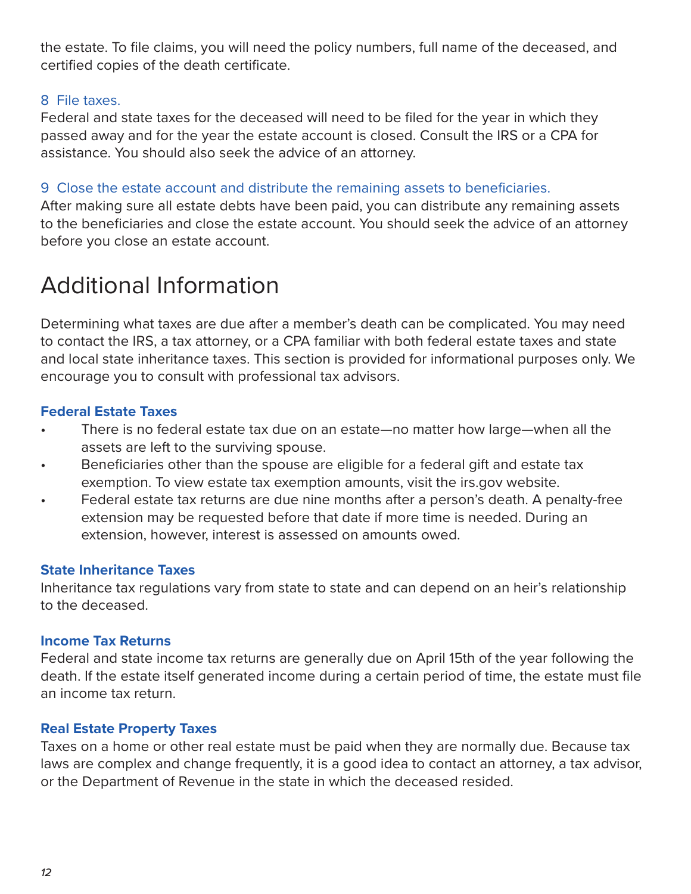the estate. To file claims, you will need the policy numbers, full name of the deceased, and certified copies of the death certificate.

### 8 File taxes.

Federal and state taxes for the deceased will need to be filed for the year in which they passed away and for the year the estate account is closed. Consult the IRS or a CPA for assistance. You should also seek the advice of an attorney.

### 9 Close the estate account and distribute the remaining assets to beneficiaries.

After making sure all estate debts have been paid, you can distribute any remaining assets to the beneficiaries and close the estate account. You should seek the advice of an attorney before you close an estate account.

# Additional Information

Determining what taxes are due after a member's death can be complicated. You may need to contact the IRS, a tax attorney, or a CPA familiar with both federal estate taxes and state and local state inheritance taxes. This section is provided for informational purposes only. We encourage you to consult with professional tax advisors.

### Federal Estate Taxes

- There is no federal estate tax due on an estate—no matter how large—when all the assets are left to the surviving spouse.
- Beneficiaries other than the spouse are eligible for a federal gift and estate tax exemption. To view estate tax exemption amounts, visit the irs.gov website.
- Federal estate tax returns are due nine months after a person's death. A penalty-free extension may be requested before that date if more time is needed. During an extension, however, interest is assessed on amounts owed.

### State Inheritance Taxes

Inheritance tax regulations vary from state to state and can depend on an heir's relationship to the deceased.

### Income Tax Returns

Federal and state income tax returns are generally due on April 15th of the year following the death. If the estate itself generated income during a certain period of time, the estate must file an income tax return.

### Real Estate Property Taxes

Taxes on a home or other real estate must be paid when they are normally due. Because tax laws are complex and change frequently, it is a good idea to contact an attorney, a tax advisor, or the Department of Revenue in the state in which the deceased resided.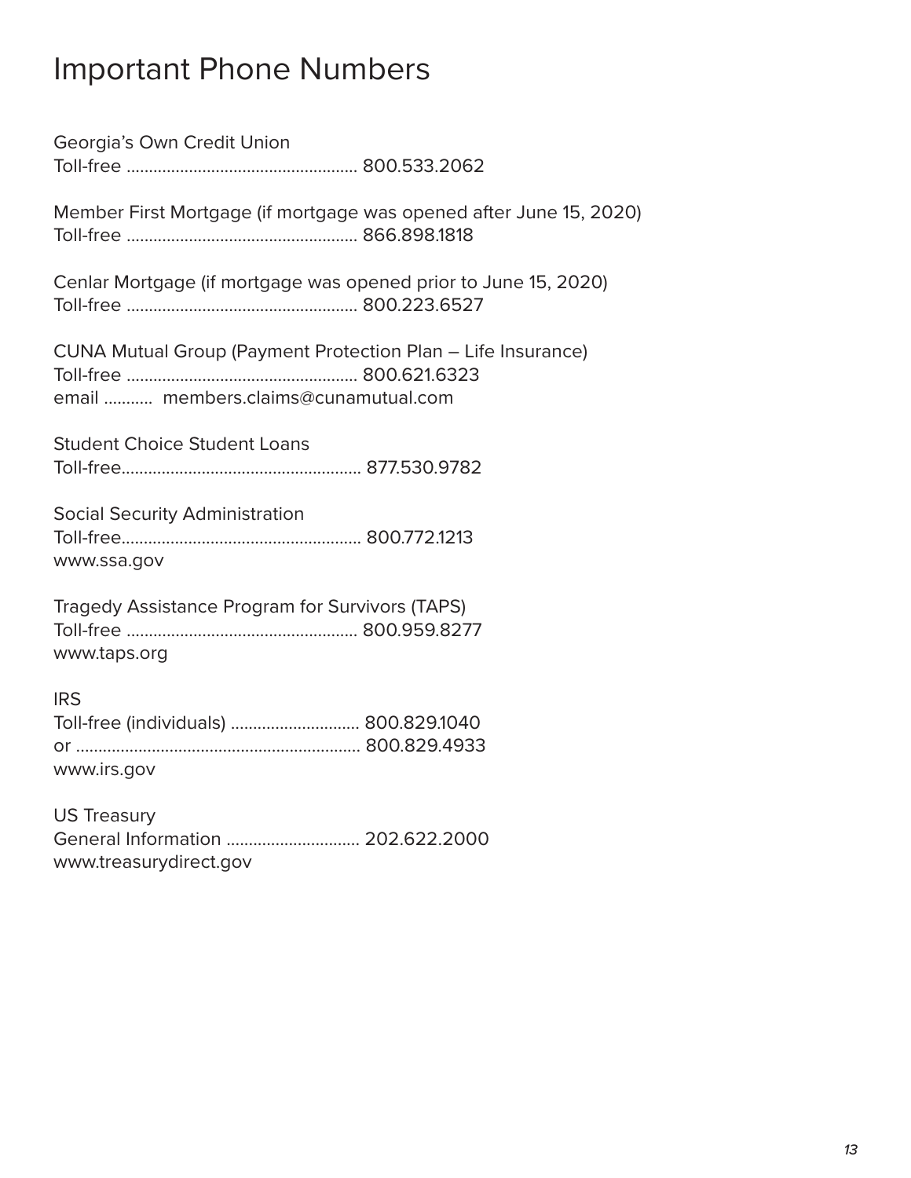# Important Phone Numbers

Georgia's Own Credit Union
Toll-free .................................................... 800.533.2062

Member First Mortgage (if mortgage was opened after June 15, 2020)
Toll-free .................................................... 866.898.1818

Cenlar Mortgage (if mortgage was opened prior to June 15, 2020)
Toll-free .................................................... 800.223.6527

CUNA Mutual Group (Payment Protection Plan – Life Insurance)
Toll-free .................................................... 800.621.6323
email ........... members.claims@cunamutual.com

Student Choice Student Loans
Toll-free...................................................... 877.530.9782

Social Security Administration
Toll-free...................................................... 800.772.1213
www.ssa.gov

Tragedy Assistance Program for Survivors (TAPS)
Toll-free .................................................... 800.959.8277
www.taps.org

IRS
Toll-free (individuals) ............................ 800.829.1040
or ............................................................... 800.829.4933
www.irs.gov

US Treasury
General Information .............................. 202.622.2000
www.treasurydirect.gov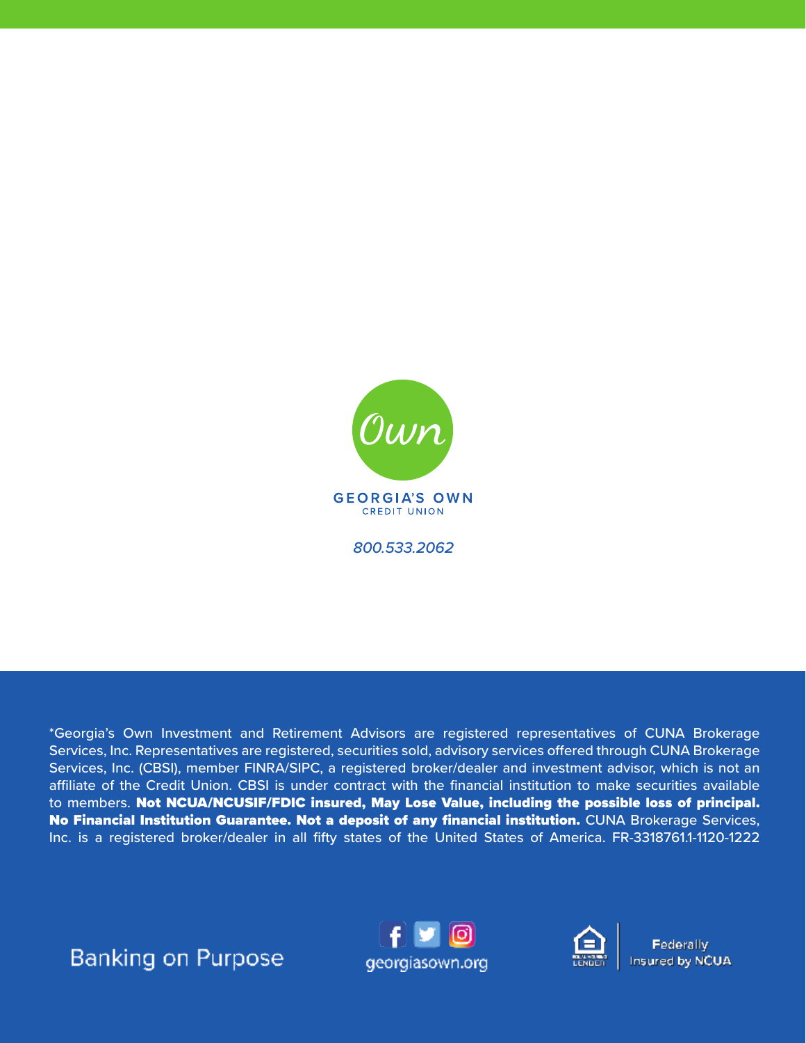Own

GEORGIA'S OWN

CREDIT UNION

*800.533.2062*

*Georgia's Own Investment and Retirement Advisors are registered representatives of CUNA Brokerage Services, Inc. Representatives are registered, securities sold, advisory services offered through CUNA Brokerage Services, Inc. (CBSI), member FINRA/SIPC, a registered broker/dealer and investment advisor, which is not an affiliate of the Credit Union. CBSI is under contract with the financial institution to make securities available to members. **Not NCUA/NCUSIF/FDIC insured, May Lose Value, including the possible loss of principal. No Financial Institution Guarantee. Not a deposit of any financial institution.** CUNA Brokerage Services, Inc. is a registered broker/dealer in all fifty states of the United States of America. FR-3318761.1-1120-1222

Banking on Purpose

georgiasown.org

Federally Insured by NCUA